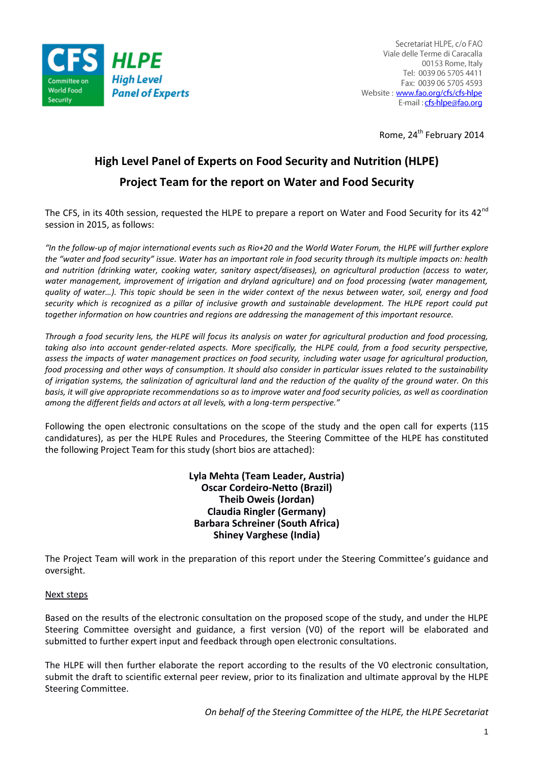CFS Committee on World Food Security

**HLPE High Level Panel of Experts**

Secretariat HLPE, c/o FAO
Viale delle Terme di Caracalla
00153 Rome, Italy
Tel: 0039 06 5705 4411
Fax: 0039 06 5705 4593
Website : www.fao.org/cfs/cfs-hlpe
E-mail : cfs-hlpe@fao.org

Rome, 24th February 2014

## High Level Panel of Experts on Food Security and Nutrition (HLPE)

## Project Team for the report on Water and Food Security

The CFS, in its 40th session, requested the HLPE to prepare a report on Water and Food Security for its 42nd session in 2015, as follows:

*"In the follow-up of major international events such as Rio+20 and the World Water Forum, the HLPE will further explore the "water and food security" issue. Water has an important role in food security through its multiple impacts on: health and nutrition (drinking water, cooking water, sanitary aspect/diseases), on agricultural production (access to water, water management, improvement of irrigation and dryland agriculture) and on food processing (water management, quality of water…). This topic should be seen in the wider context of the nexus between water, soil, energy and food security which is recognized as a pillar of inclusive growth and sustainable development. The HLPE report could put together information on how countries and regions are addressing the management of this important resource.*

*Through a food security lens, the HLPE will focus its analysis on water for agricultural production and food processing, taking also into account gender-related aspects. More specifically, the HLPE could, from a food security perspective, assess the impacts of water management practices on food security, including water usage for agricultural production, food processing and other ways of consumption. It should also consider in particular issues related to the sustainability of irrigation systems, the salinization of agricultural land and the reduction of the quality of the ground water. On this basis, it will give appropriate recommendations so as to improve water and food security policies, as well as coordination among the different fields and actors at all levels, with a long-term perspective."*

Following the open electronic consultations on the scope of the study and the open call for experts (115 candidatures), as per the HLPE Rules and Procedures, the Steering Committee of the HLPE has constituted the following Project Team for this study (short bios are attached):

**Lyla Mehta (Team Leader, Austria)**
**Oscar Cordeiro-Netto (Brazil)**
**Theib Oweis (Jordan)**
**Claudia Ringler (Germany)**
**Barbara Schreiner (South Africa)**
**Shiney Varghese (India)**

The Project Team will work in the preparation of this report under the Steering Committee's guidance and oversight.

Next steps

Based on the results of the electronic consultation on the proposed scope of the study, and under the HLPE Steering Committee oversight and guidance, a first version (V0) of the report will be elaborated and submitted to further expert input and feedback through open electronic consultations.

The HLPE will then further elaborate the report according to the results of the V0 electronic consultation, submit the draft to scientific external peer review, prior to its finalization and ultimate approval by the HLPE Steering Committee.

*On behalf of the Steering Committee of the HLPE, the HLPE Secretariat*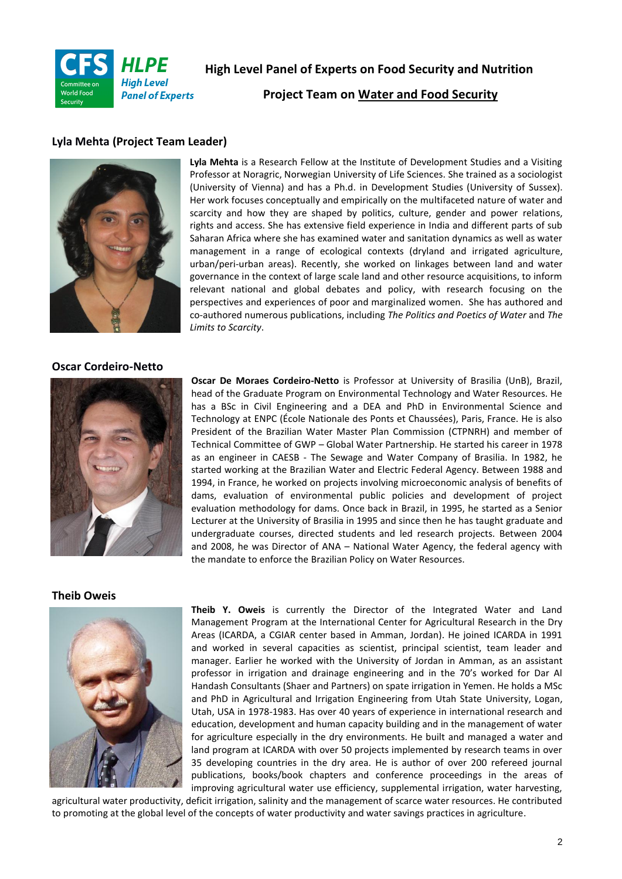# High Level Panel of Experts on Food Security and Nutrition

## Project Team on Water and Food Security

### Lyla Mehta (Project Team Leader)

**Lyla Mehta** is a Research Fellow at the Institute of Development Studies and a Visiting Professor at Noragric, Norwegian University of Life Sciences. She trained as a sociologist (University of Vienna) and has a Ph.d. in Development Studies (University of Sussex). Her work focuses conceptually and empirically on the multifaceted nature of water and scarcity and how they are shaped by politics, culture, gender and power relations, rights and access. She has extensive field experience in India and different parts of sub Saharan Africa where she has examined water and sanitation dynamics as well as water management in a range of ecological contexts (dryland and irrigated agriculture, urban/peri-urban areas). Recently, she worked on linkages between land and water governance in the context of large scale land and other resource acquisitions, to inform relevant national and global debates and policy, with research focusing on the perspectives and experiences of poor and marginalized women. She has authored and co-authored numerous publications, including *The Politics and Poetics of Water* and *The Limits to Scarcity*.

### Oscar Cordeiro-Netto

**Oscar De Moraes Cordeiro-Netto** is Professor at University of Brasilia (UnB), Brazil, head of the Graduate Program on Environmental Technology and Water Resources. He has a BSc in Civil Engineering and a DEA and PhD in Environmental Science and Technology at ENPC (École Nationale des Ponts et Chaussées), Paris, France. He is also President of the Brazilian Water Master Plan Commission (CTPNRH) and member of Technical Committee of GWP – Global Water Partnership. He started his career in 1978 as an engineer in CAESB - The Sewage and Water Company of Brasilia. In 1982, he started working at the Brazilian Water and Electric Federal Agency. Between 1988 and 1994, in France, he worked on projects involving microeconomic analysis of benefits of dams, evaluation of environmental public policies and development of project evaluation methodology for dams. Once back in Brazil, in 1995, he started as a Senior Lecturer at the University of Brasilia in 1995 and since then he has taught graduate and undergraduate courses, directed students and led research projects. Between 2004 and 2008, he was Director of ANA – National Water Agency, the federal agency with the mandate to enforce the Brazilian Policy on Water Resources.

### Theib Oweis

**Theib Y. Oweis** is currently the Director of the Integrated Water and Land Management Program at the International Center for Agricultural Research in the Dry Areas (ICARDA, a CGIAR center based in Amman, Jordan). He joined ICARDA in 1991 and worked in several capacities as scientist, principal scientist, team leader and manager. Earlier he worked with the University of Jordan in Amman, as an assistant professor in irrigation and drainage engineering and in the 70's worked for Dar Al Handash Consultants (Shaer and Partners) on spate irrigation in Yemen. He holds a MSc and PhD in Agricultural and Irrigation Engineering from Utah State University, Logan, Utah, USA in 1978-1983. Has over 40 years of experience in international research and education, development and human capacity building and in the management of water for agriculture especially in the dry environments. He built and managed a water and land program at ICARDA with over 50 projects implemented by research teams in over 35 developing countries in the dry area. He is author of over 200 refereed journal publications, books/book chapters and conference proceedings in the areas of improving agricultural water use efficiency, supplemental irrigation, water harvesting, agricultural water productivity, deficit irrigation, salinity and the management of scarce water resources. He contributed to promoting at the global level of the concepts of water productivity and water savings practices in agriculture.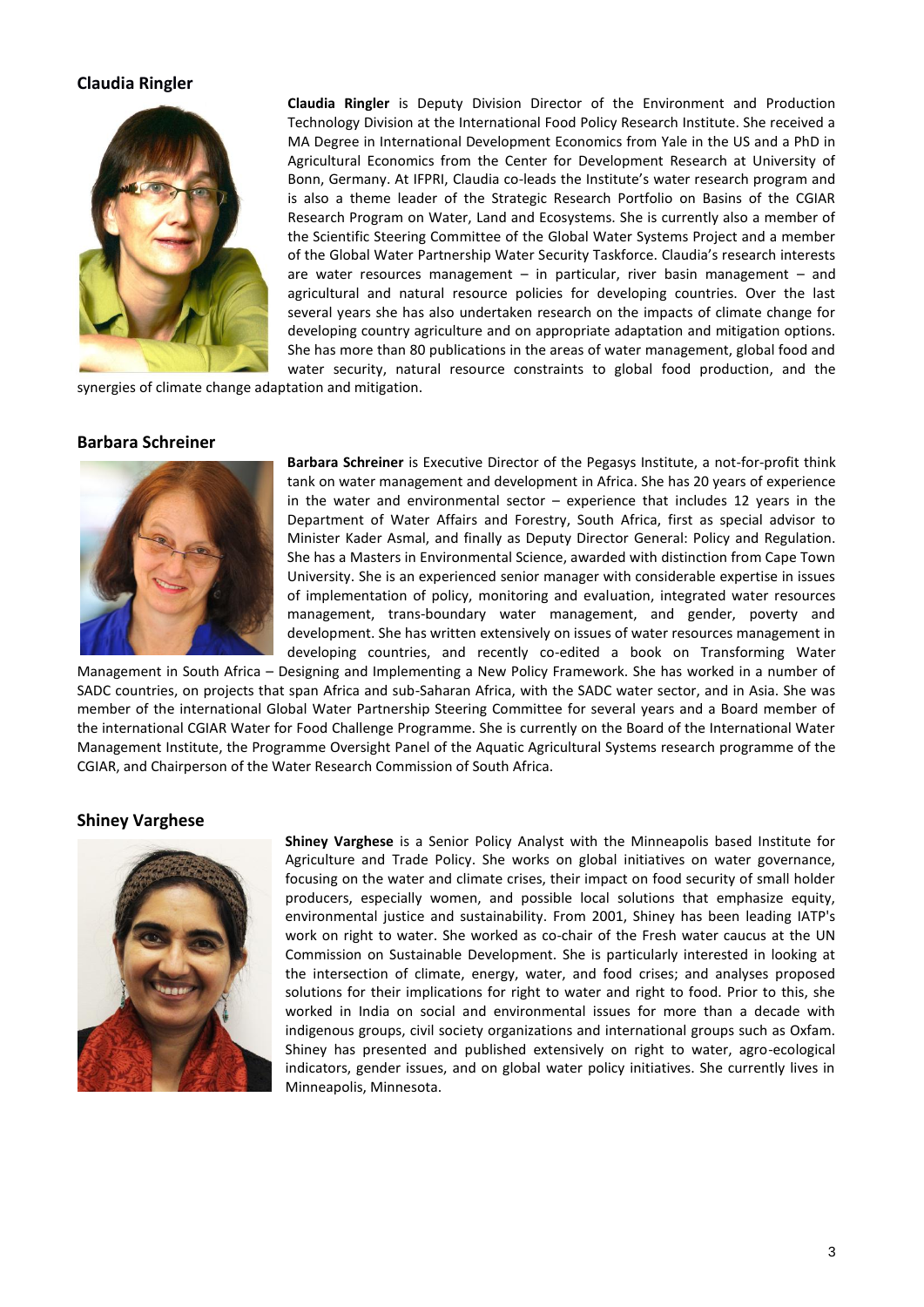## Claudia Ringler

**Claudia Ringler** is Deputy Division Director of the Environment and Production Technology Division at the International Food Policy Research Institute. She received a MA Degree in International Development Economics from Yale in the US and a PhD in Agricultural Economics from the Center for Development Research at University of Bonn, Germany. At IFPRI, Claudia co-leads the Institute's water research program and is also a theme leader of the Strategic Research Portfolio on Basins of the CGIAR Research Program on Water, Land and Ecosystems. She is currently also a member of the Scientific Steering Committee of the Global Water Systems Project and a member of the Global Water Partnership Water Security Taskforce. Claudia's research interests are water resources management – in particular, river basin management – and agricultural and natural resource policies for developing countries. Over the last several years she has also undertaken research on the impacts of climate change for developing country agriculture and on appropriate adaptation and mitigation options. She has more than 80 publications in the areas of water management, global food and water security, natural resource constraints to global food production, and the synergies of climate change adaptation and mitigation.

## Barbara Schreiner

**Barbara Schreiner** is Executive Director of the Pegasys Institute, a not-for-profit think tank on water management and development in Africa. She has 20 years of experience in the water and environmental sector – experience that includes 12 years in the Department of Water Affairs and Forestry, South Africa, first as special advisor to Minister Kader Asmal, and finally as Deputy Director General: Policy and Regulation. She has a Masters in Environmental Science, awarded with distinction from Cape Town University. She is an experienced senior manager with considerable expertise in issues of implementation of policy, monitoring and evaluation, integrated water resources management, trans-boundary water management, and gender, poverty and development. She has written extensively on issues of water resources management in developing countries, and recently co-edited a book on Transforming Water Management in South Africa – Designing and Implementing a New Policy Framework. She has worked in a number of SADC countries, on projects that span Africa and sub-Saharan Africa, with the SADC water sector, and in Asia. She was member of the international Global Water Partnership Steering Committee for several years and a Board member of the international CGIAR Water for Food Challenge Programme. She is currently on the Board of the International Water Management Institute, the Programme Oversight Panel of the Aquatic Agricultural Systems research programme of the CGIAR, and Chairperson of the Water Research Commission of South Africa.

## Shiney Varghese

**Shiney Varghese** is a Senior Policy Analyst with the Minneapolis based Institute for Agriculture and Trade Policy. She works on global initiatives on water governance, focusing on the water and climate crises, their impact on food security of small holder producers, especially women, and possible local solutions that emphasize equity, environmental justice and sustainability. From 2001, Shiney has been leading IATP's work on right to water. She worked as co-chair of the Fresh water caucus at the UN Commission on Sustainable Development. She is particularly interested in looking at the intersection of climate, energy, water, and food crises; and analyses proposed solutions for their implications for right to water and right to food. Prior to this, she worked in India on social and environmental issues for more than a decade with indigenous groups, civil society organizations and international groups such as Oxfam. Shiney has presented and published extensively on right to water, agro-ecological indicators, gender issues, and on global water policy initiatives. She currently lives in Minneapolis, Minnesota.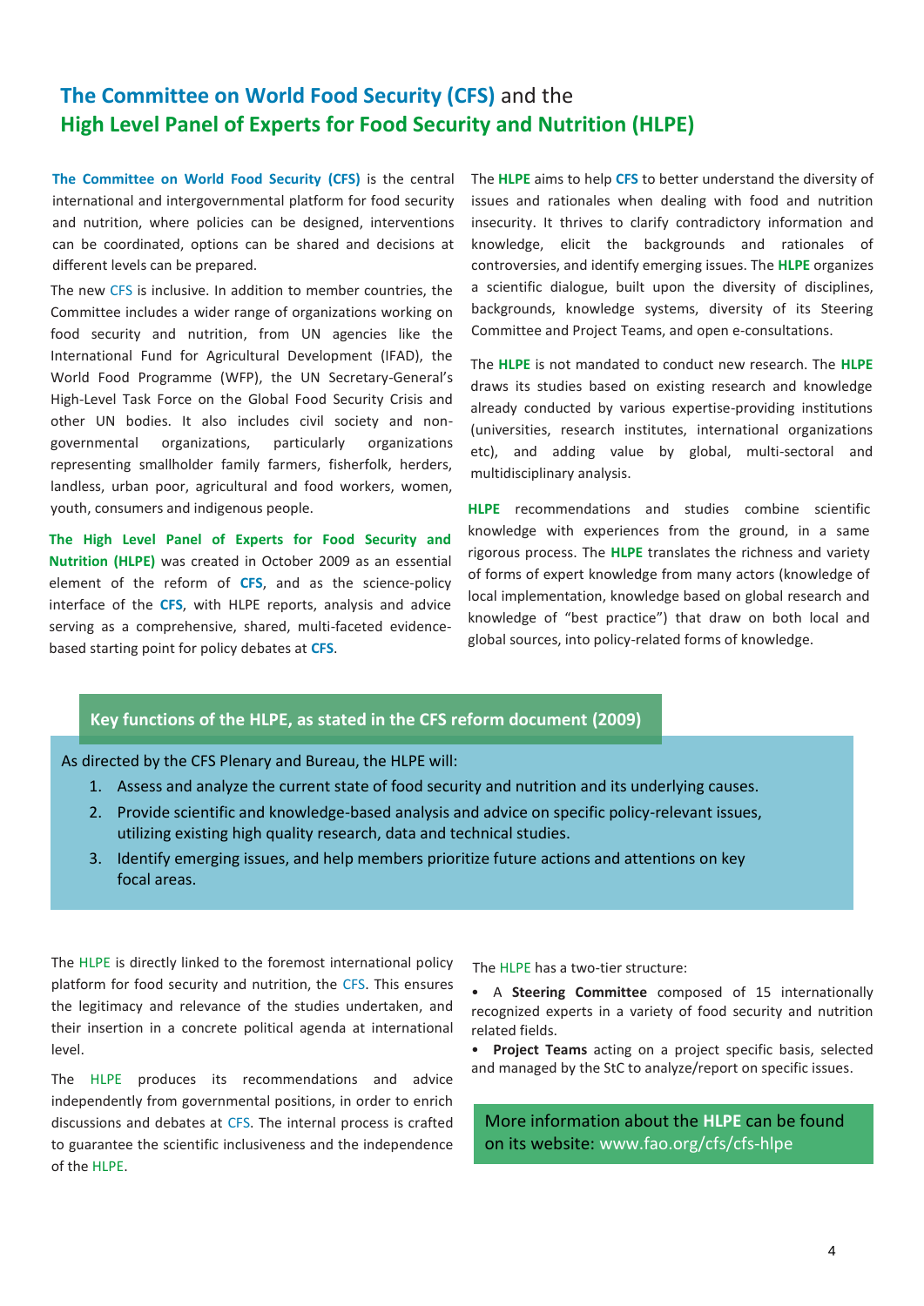## The Committee on World Food Security (CFS) and the High Level Panel of Experts for Food Security and Nutrition (HLPE)

**The Committee on World Food Security (CFS)** is the central international and intergovernmental platform for food security and nutrition, where policies can be designed, interventions can be coordinated, options can be shared and decisions at different levels can be prepared.

The new CFS is inclusive. In addition to member countries, the Committee includes a wider range of organizations working on food security and nutrition, from UN agencies like the International Fund for Agricultural Development (IFAD), the World Food Programme (WFP), the UN Secretary-General's High-Level Task Force on the Global Food Security Crisis and other UN bodies. It also includes civil society and non-governmental organizations, particularly organizations representing smallholder family farmers, fisherfolk, herders, landless, urban poor, agricultural and food workers, women, youth, consumers and indigenous people.

**The High Level Panel of Experts for Food Security and Nutrition (HLPE)** was created in October 2009 as an essential element of the reform of **CFS**, and as the science-policy interface of the **CFS**, with HLPE reports, analysis and advice serving as a comprehensive, shared, multi-faceted evidence-based starting point for policy debates at **CFS**.

The **HLPE** aims to help **CFS** to better understand the diversity of issues and rationales when dealing with food and nutrition insecurity. It thrives to clarify contradictory information and knowledge, elicit the backgrounds and rationales of controversies, and identify emerging issues. The **HLPE** organizes a scientific dialogue, built upon the diversity of disciplines, backgrounds, knowledge systems, diversity of its Steering Committee and Project Teams, and open e-consultations.

The **HLPE** is not mandated to conduct new research. The **HLPE** draws its studies based on existing research and knowledge already conducted by various expertise-providing institutions (universities, research institutes, international organizations etc), and adding value by global, multi-sectoral and multidisciplinary analysis.

**HLPE** recommendations and studies combine scientific knowledge with experiences from the ground, in a same rigorous process. The **HLPE** translates the richness and variety of forms of expert knowledge from many actors (knowledge of local implementation, knowledge based on global research and knowledge of "best practice") that draw on both local and global sources, into policy-related forms of knowledge.

### Key functions of the HLPE, as stated in the CFS reform document (2009)

As directed by the CFS Plenary and Bureau, the HLPE will:

1. Assess and analyze the current state of food security and nutrition and its underlying causes.
2. Provide scientific and knowledge-based analysis and advice on specific policy-relevant issues, utilizing existing high quality research, data and technical studies.
3. Identify emerging issues, and help members prioritize future actions and attentions on key focal areas.

The HLPE is directly linked to the foremost international policy platform for food security and nutrition, the CFS. This ensures the legitimacy and relevance of the studies undertaken, and their insertion in a concrete political agenda at international level.

The HLPE produces its recommendations and advice independently from governmental positions, in order to enrich discussions and debates at CFS. The internal process is crafted to guarantee the scientific inclusiveness and the independence of the HLPE.

The HLPE has a two-tier structure:

- A **Steering Committee** composed of 15 internationally recognized experts in a variety of food security and nutrition related fields.
- **Project Teams** acting on a project specific basis, selected and managed by the StC to analyze/report on specific issues.

More information about the **HLPE** can be found on its website: www.fao.org/cfs/cfs-hlpe